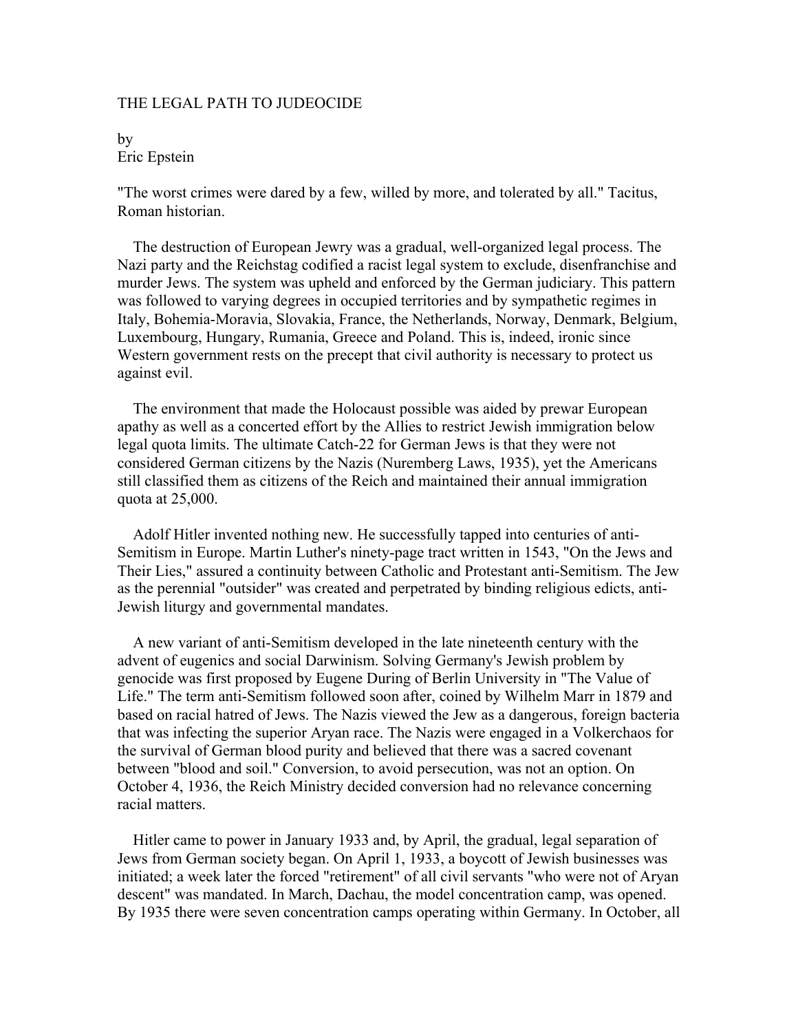THE LEGAL PATH TO JUDEOCIDE

by
Eric Epstein

"The worst crimes were dared by a few, willed by more, and tolerated by all." Tacitus, Roman historian.

The destruction of European Jewry was a gradual, well-organized legal process. The Nazi party and the Reichstag codified a racist legal system to exclude, disenfranchise and murder Jews. The system was upheld and enforced by the German judiciary. This pattern was followed to varying degrees in occupied territories and by sympathetic regimes in Italy, Bohemia-Moravia, Slovakia, France, the Netherlands, Norway, Denmark, Belgium, Luxembourg, Hungary, Rumania, Greece and Poland. This is, indeed, ironic since Western government rests on the precept that civil authority is necessary to protect us against evil.

The environment that made the Holocaust possible was aided by prewar European apathy as well as a concerted effort by the Allies to restrict Jewish immigration below legal quota limits. The ultimate Catch-22 for German Jews is that they were not considered German citizens by the Nazis (Nuremberg Laws, 1935), yet the Americans still classified them as citizens of the Reich and maintained their annual immigration quota at 25,000.

Adolf Hitler invented nothing new. He successfully tapped into centuries of anti-Semitism in Europe. Martin Luther's ninety-page tract written in 1543, "On the Jews and Their Lies," assured a continuity between Catholic and Protestant anti-Semitism. The Jew as the perennial "outsider" was created and perpetrated by binding religious edicts, anti-Jewish liturgy and governmental mandates.

A new variant of anti-Semitism developed in the late nineteenth century with the advent of eugenics and social Darwinism. Solving Germany's Jewish problem by genocide was first proposed by Eugene During of Berlin University in "The Value of Life." The term anti-Semitism followed soon after, coined by Wilhelm Marr in 1879 and based on racial hatred of Jews. The Nazis viewed the Jew as a dangerous, foreign bacteria that was infecting the superior Aryan race. The Nazis were engaged in a Volkerchaos for the survival of German blood purity and believed that there was a sacred covenant between "blood and soil." Conversion, to avoid persecution, was not an option. On October 4, 1936, the Reich Ministry decided conversion had no relevance concerning racial matters.

Hitler came to power in January 1933 and, by April, the gradual, legal separation of Jews from German society began. On April 1, 1933, a boycott of Jewish businesses was initiated; a week later the forced "retirement" of all civil servants "who were not of Aryan descent" was mandated. In March, Dachau, the model concentration camp, was opened. By 1935 there were seven concentration camps operating within Germany. In October, all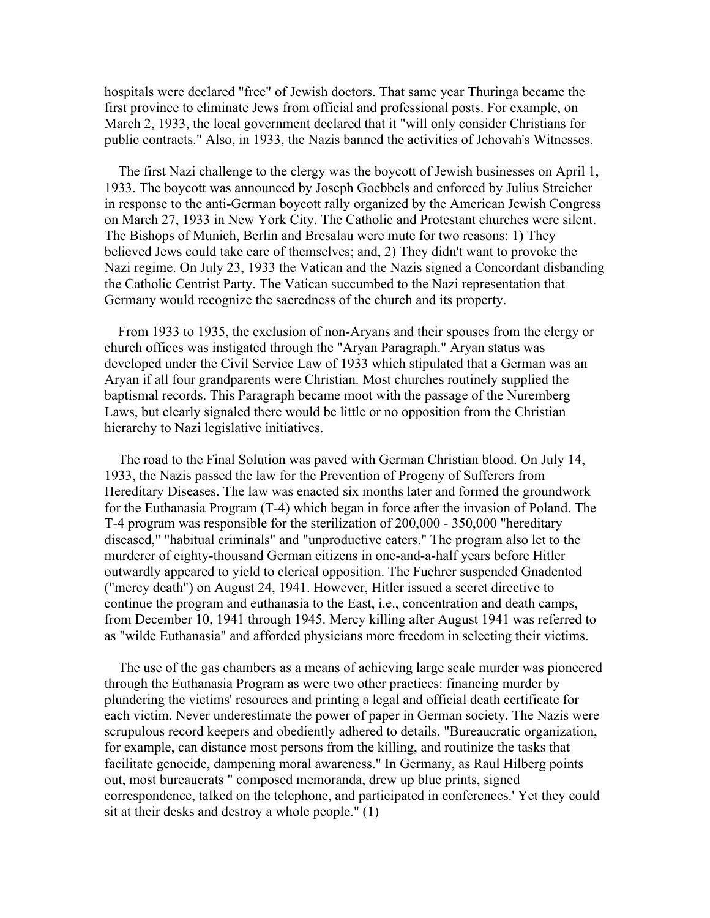hospitals were declared "free" of Jewish doctors. That same year Thuringa became the first province to eliminate Jews from official and professional posts. For example, on March 2, 1933, the local government declared that it "will only consider Christians for public contracts." Also, in 1933, the Nazis banned the activities of Jehovah's Witnesses.

The first Nazi challenge to the clergy was the boycott of Jewish businesses on April 1, 1933. The boycott was announced by Joseph Goebbels and enforced by Julius Streicher in response to the anti-German boycott rally organized by the American Jewish Congress on March 27, 1933 in New York City. The Catholic and Protestant churches were silent. The Bishops of Munich, Berlin and Bresalau were mute for two reasons: 1) They believed Jews could take care of themselves; and, 2) They didn't want to provoke the Nazi regime. On July 23, 1933 the Vatican and the Nazis signed a Concordant disbanding the Catholic Centrist Party. The Vatican succumbed to the Nazi representation that Germany would recognize the sacredness of the church and its property.

From 1933 to 1935, the exclusion of non-Aryans and their spouses from the clergy or church offices was instigated through the "Aryan Paragraph." Aryan status was developed under the Civil Service Law of 1933 which stipulated that a German was an Aryan if all four grandparents were Christian. Most churches routinely supplied the baptismal records. This Paragraph became moot with the passage of the Nuremberg Laws, but clearly signaled there would be little or no opposition from the Christian hierarchy to Nazi legislative initiatives.

The road to the Final Solution was paved with German Christian blood. On July 14, 1933, the Nazis passed the law for the Prevention of Progeny of Sufferers from Hereditary Diseases. The law was enacted six months later and formed the groundwork for the Euthanasia Program (T-4) which began in force after the invasion of Poland. The T-4 program was responsible for the sterilization of 200,000 - 350,000 "hereditary diseased," "habitual criminals" and "unproductive eaters." The program also let to the murderer of eighty-thousand German citizens in one-and-a-half years before Hitler outwardly appeared to yield to clerical opposition. The Fuehrer suspended Gnadentod ("mercy death") on August 24, 1941. However, Hitler issued a secret directive to continue the program and euthanasia to the East, i.e., concentration and death camps, from December 10, 1941 through 1945. Mercy killing after August 1941 was referred to as "wilde Euthanasia" and afforded physicians more freedom in selecting their victims.

The use of the gas chambers as a means of achieving large scale murder was pioneered through the Euthanasia Program as were two other practices: financing murder by plundering the victims' resources and printing a legal and official death certificate for each victim. Never underestimate the power of paper in German society. The Nazis were scrupulous record keepers and obediently adhered to details. "Bureaucratic organization, for example, can distance most persons from the killing, and routinize the tasks that facilitate genocide, dampening moral awareness." In Germany, as Raul Hilberg points out, most bureaucrats " composed memoranda, drew up blue prints, signed correspondence, talked on the telephone, and participated in conferences.' Yet they could sit at their desks and destroy a whole people." (1)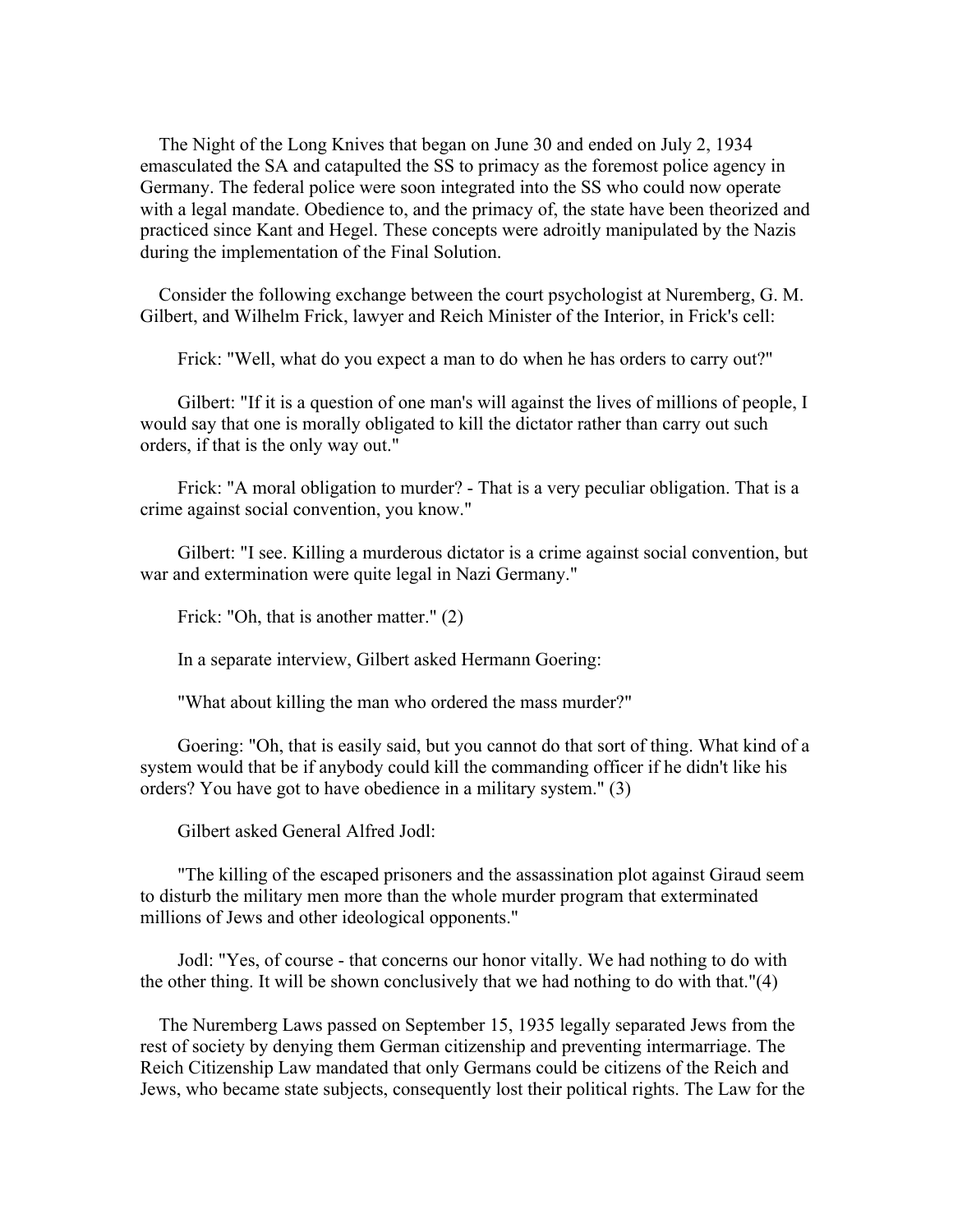The Night of the Long Knives that began on June 30 and ended on July 2, 1934 emasculated the SA and catapulted the SS to primacy as the foremost police agency in Germany. The federal police were soon integrated into the SS who could now operate with a legal mandate. Obedience to, and the primacy of, the state have been theorized and practiced since Kant and Hegel. These concepts were adroitly manipulated by the Nazis during the implementation of the Final Solution.

Consider the following exchange between the court psychologist at Nuremberg, G. M. Gilbert, and Wilhelm Frick, lawyer and Reich Minister of the Interior, in Frick's cell:

> Frick: "Well, what do you expect a man to do when he has orders to carry out?"
>
> Gilbert: "If it is a question of one man's will against the lives of millions of people, I would say that one is morally obligated to kill the dictator rather than carry out such orders, if that is the only way out."
>
> Frick: "A moral obligation to murder? - That is a very peculiar obligation. That is a crime against social convention, you know."
>
> Gilbert: "I see. Killing a murderous dictator is a crime against social convention, but war and extermination were quite legal in Nazi Germany."
>
> Frick: "Oh, that is another matter." (2)
>
> In a separate interview, Gilbert asked Hermann Goering:
>
> "What about killing the man who ordered the mass murder?"
>
> Goering: "Oh, that is easily said, but you cannot do that sort of thing. What kind of a system would that be if anybody could kill the commanding officer if he didn't like his orders? You have got to have obedience in a military system." (3)
>
> Gilbert asked General Alfred Jodl:
>
> "The killing of the escaped prisoners and the assassination plot against Giraud seem to disturb the military men more than the whole murder program that exterminated millions of Jews and other ideological opponents."
>
> Jodl: "Yes, of course - that concerns our honor vitally. We had nothing to do with the other thing. It will be shown conclusively that we had nothing to do with that."(4)

The Nuremberg Laws passed on September 15, 1935 legally separated Jews from the rest of society by denying them German citizenship and preventing intermarriage. The Reich Citizenship Law mandated that only Germans could be citizens of the Reich and Jews, who became state subjects, consequently lost their political rights. The Law for the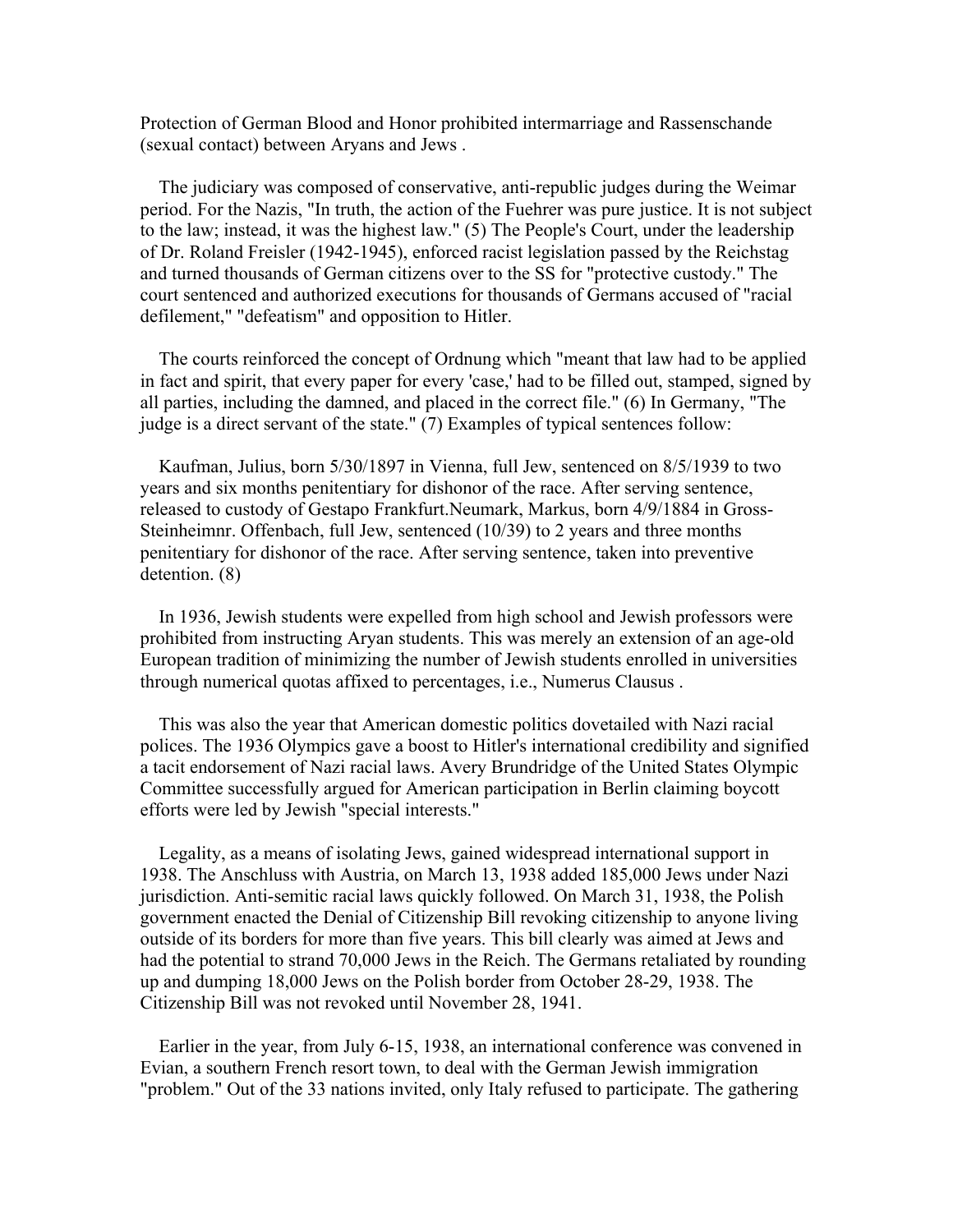Protection of German Blood and Honor prohibited intermarriage and Rassenschande (sexual contact) between Aryans and Jews .

The judiciary was composed of conservative, anti-republic judges during the Weimar period. For the Nazis, "In truth, the action of the Fuehrer was pure justice. It is not subject to the law; instead, it was the highest law." (5) The People's Court, under the leadership of Dr. Roland Freisler (1942-1945), enforced racist legislation passed by the Reichstag and turned thousands of German citizens over to the SS for "protective custody." The court sentenced and authorized executions for thousands of Germans accused of "racial defilement," "defeatism" and opposition to Hitler.

The courts reinforced the concept of Ordnung which "meant that law had to be applied in fact and spirit, that every paper for every 'case,' had to be filled out, stamped, signed by all parties, including the damned, and placed in the correct file." (6) In Germany, "The judge is a direct servant of the state." (7) Examples of typical sentences follow:

Kaufman, Julius, born 5/30/1897 in Vienna, full Jew, sentenced on 8/5/1939 to two years and six months penitentiary for dishonor of the race. After serving sentence, released to custody of Gestapo Frankfurt.Neumark, Markus, born 4/9/1884 in Gross-Steinheimnr. Offenbach, full Jew, sentenced (10/39) to 2 years and three months penitentiary for dishonor of the race. After serving sentence, taken into preventive detention. (8)

In 1936, Jewish students were expelled from high school and Jewish professors were prohibited from instructing Aryan students. This was merely an extension of an age-old European tradition of minimizing the number of Jewish students enrolled in universities through numerical quotas affixed to percentages, i.e., Numerus Clausus .

This was also the year that American domestic politics dovetailed with Nazi racial polices. The 1936 Olympics gave a boost to Hitler's international credibility and signified a tacit endorsement of Nazi racial laws. Avery Brundridge of the United States Olympic Committee successfully argued for American participation in Berlin claiming boycott efforts were led by Jewish "special interests."

Legality, as a means of isolating Jews, gained widespread international support in 1938. The Anschluss with Austria, on March 13, 1938 added 185,000 Jews under Nazi jurisdiction. Anti-semitic racial laws quickly followed. On March 31, 1938, the Polish government enacted the Denial of Citizenship Bill revoking citizenship to anyone living outside of its borders for more than five years. This bill clearly was aimed at Jews and had the potential to strand 70,000 Jews in the Reich. The Germans retaliated by rounding up and dumping 18,000 Jews on the Polish border from October 28-29, 1938. The Citizenship Bill was not revoked until November 28, 1941.

Earlier in the year, from July 6-15, 1938, an international conference was convened in Evian, a southern French resort town, to deal with the German Jewish immigration "problem." Out of the 33 nations invited, only Italy refused to participate. The gathering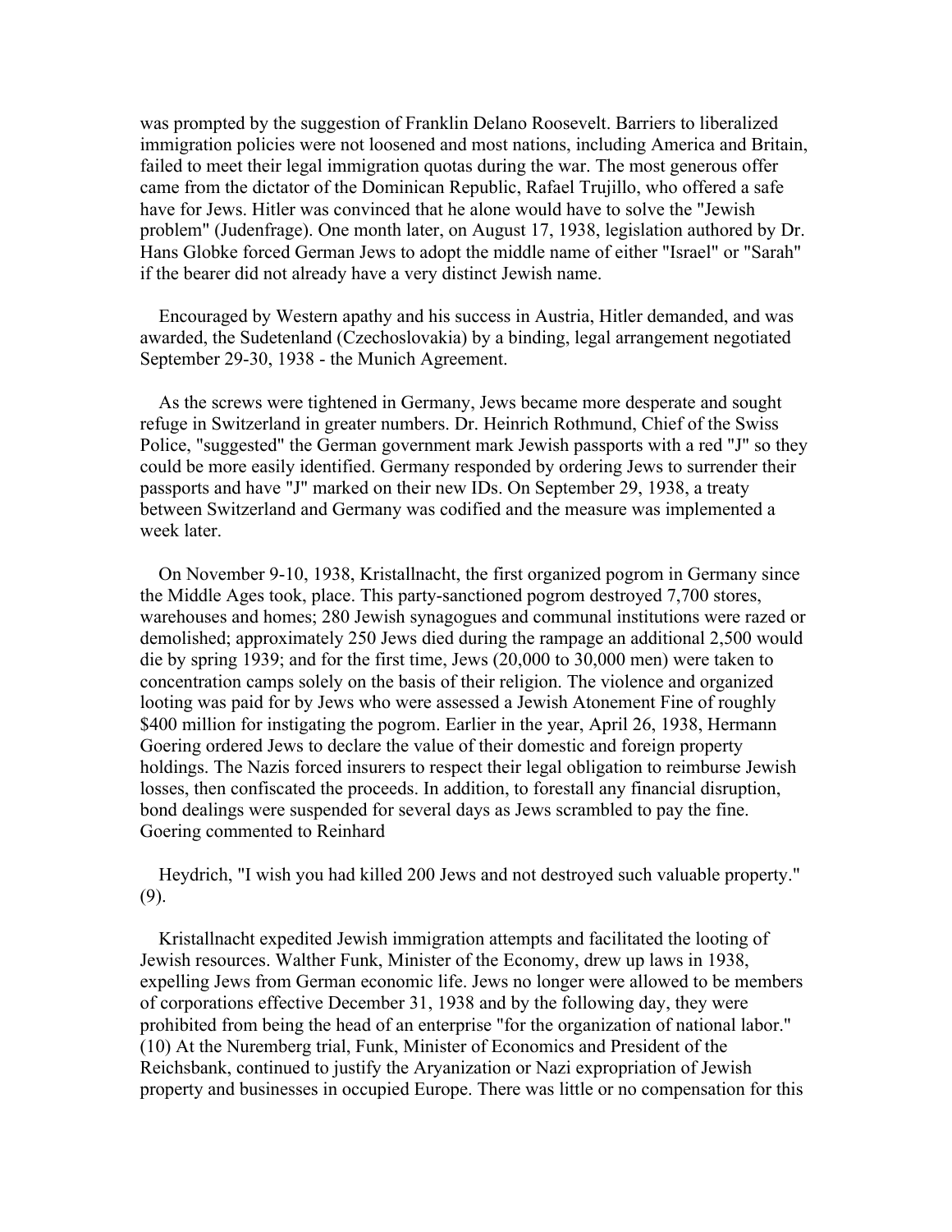was prompted by the suggestion of Franklin Delano Roosevelt. Barriers to liberalized immigration policies were not loosened and most nations, including America and Britain, failed to meet their legal immigration quotas during the war. The most generous offer came from the dictator of the Dominican Republic, Rafael Trujillo, who offered a safe have for Jews. Hitler was convinced that he alone would have to solve the "Jewish problem" (Judenfrage). One month later, on August 17, 1938, legislation authored by Dr. Hans Globke forced German Jews to adopt the middle name of either "Israel" or "Sarah" if the bearer did not already have a very distinct Jewish name.

Encouraged by Western apathy and his success in Austria, Hitler demanded, and was awarded, the Sudetenland (Czechoslovakia) by a binding, legal arrangement negotiated September 29-30, 1938 - the Munich Agreement.

As the screws were tightened in Germany, Jews became more desperate and sought refuge in Switzerland in greater numbers. Dr. Heinrich Rothmund, Chief of the Swiss Police, "suggested" the German government mark Jewish passports with a red "J" so they could be more easily identified. Germany responded by ordering Jews to surrender their passports and have "J" marked on their new IDs. On September 29, 1938, a treaty between Switzerland and Germany was codified and the measure was implemented a week later.

On November 9-10, 1938, Kristallnacht, the first organized pogrom in Germany since the Middle Ages took, place. This party-sanctioned pogrom destroyed 7,700 stores, warehouses and homes; 280 Jewish synagogues and communal institutions were razed or demolished; approximately 250 Jews died during the rampage an additional 2,500 would die by spring 1939; and for the first time, Jews (20,000 to 30,000 men) were taken to concentration camps solely on the basis of their religion. The violence and organized looting was paid for by Jews who were assessed a Jewish Atonement Fine of roughly $400 million for instigating the pogrom. Earlier in the year, April 26, 1938, Hermann Goering ordered Jews to declare the value of their domestic and foreign property holdings. The Nazis forced insurers to respect their legal obligation to reimburse Jewish losses, then confiscated the proceeds. In addition, to forestall any financial disruption, bond dealings were suspended for several days as Jews scrambled to pay the fine. Goering commented to Reinhard

Heydrich, "I wish you had killed 200 Jews and not destroyed such valuable property." (9).

Kristallnacht expedited Jewish immigration attempts and facilitated the looting of Jewish resources. Walther Funk, Minister of the Economy, drew up laws in 1938, expelling Jews from German economic life. Jews no longer were allowed to be members of corporations effective December 31, 1938 and by the following day, they were prohibited from being the head of an enterprise "for the organization of national labor." (10) At the Nuremberg trial, Funk, Minister of Economics and President of the Reichsbank, continued to justify the Aryanization or Nazi expropriation of Jewish property and businesses in occupied Europe. There was little or no compensation for this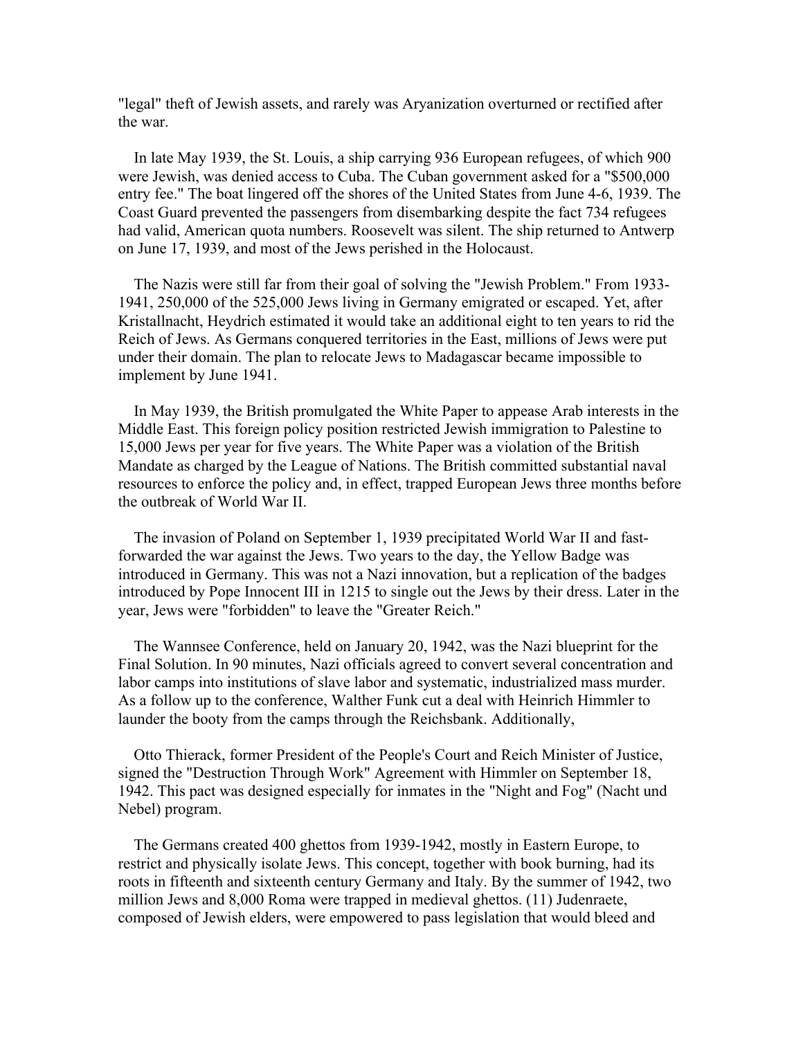"legal" theft of Jewish assets, and rarely was Aryanization overturned or rectified after the war.

In late May 1939, the St. Louis, a ship carrying 936 European refugees, of which 900 were Jewish, was denied access to Cuba. The Cuban government asked for a "$500,000 entry fee." The boat lingered off the shores of the United States from June 4-6, 1939. The Coast Guard prevented the passengers from disembarking despite the fact 734 refugees had valid, American quota numbers. Roosevelt was silent. The ship returned to Antwerp on June 17, 1939, and most of the Jews perished in the Holocaust.

The Nazis were still far from their goal of solving the "Jewish Problem." From 1933-1941, 250,000 of the 525,000 Jews living in Germany emigrated or escaped. Yet, after Kristallnacht, Heydrich estimated it would take an additional eight to ten years to rid the Reich of Jews. As Germans conquered territories in the East, millions of Jews were put under their domain. The plan to relocate Jews to Madagascar became impossible to implement by June 1941.

In May 1939, the British promulgated the White Paper to appease Arab interests in the Middle East. This foreign policy position restricted Jewish immigration to Palestine to 15,000 Jews per year for five years. The White Paper was a violation of the British Mandate as charged by the League of Nations. The British committed substantial naval resources to enforce the policy and, in effect, trapped European Jews three months before the outbreak of World War II.

The invasion of Poland on September 1, 1939 precipitated World War II and fast-forwarded the war against the Jews. Two years to the day, the Yellow Badge was introduced in Germany. This was not a Nazi innovation, but a replication of the badges introduced by Pope Innocent III in 1215 to single out the Jews by their dress. Later in the year, Jews were "forbidden" to leave the "Greater Reich."

The Wannsee Conference, held on January 20, 1942, was the Nazi blueprint for the Final Solution. In 90 minutes, Nazi officials agreed to convert several concentration and labor camps into institutions of slave labor and systematic, industrialized mass murder. As a follow up to the conference, Walther Funk cut a deal with Heinrich Himmler to launder the booty from the camps through the Reichsbank. Additionally,

Otto Thierack, former President of the People's Court and Reich Minister of Justice, signed the "Destruction Through Work" Agreement with Himmler on September 18, 1942. This pact was designed especially for inmates in the "Night and Fog" (Nacht und Nebel) program.

The Germans created 400 ghettos from 1939-1942, mostly in Eastern Europe, to restrict and physically isolate Jews. This concept, together with book burning, had its roots in fifteenth and sixteenth century Germany and Italy. By the summer of 1942, two million Jews and 8,000 Roma were trapped in medieval ghettos. (11) Judenraete, composed of Jewish elders, were empowered to pass legislation that would bleed and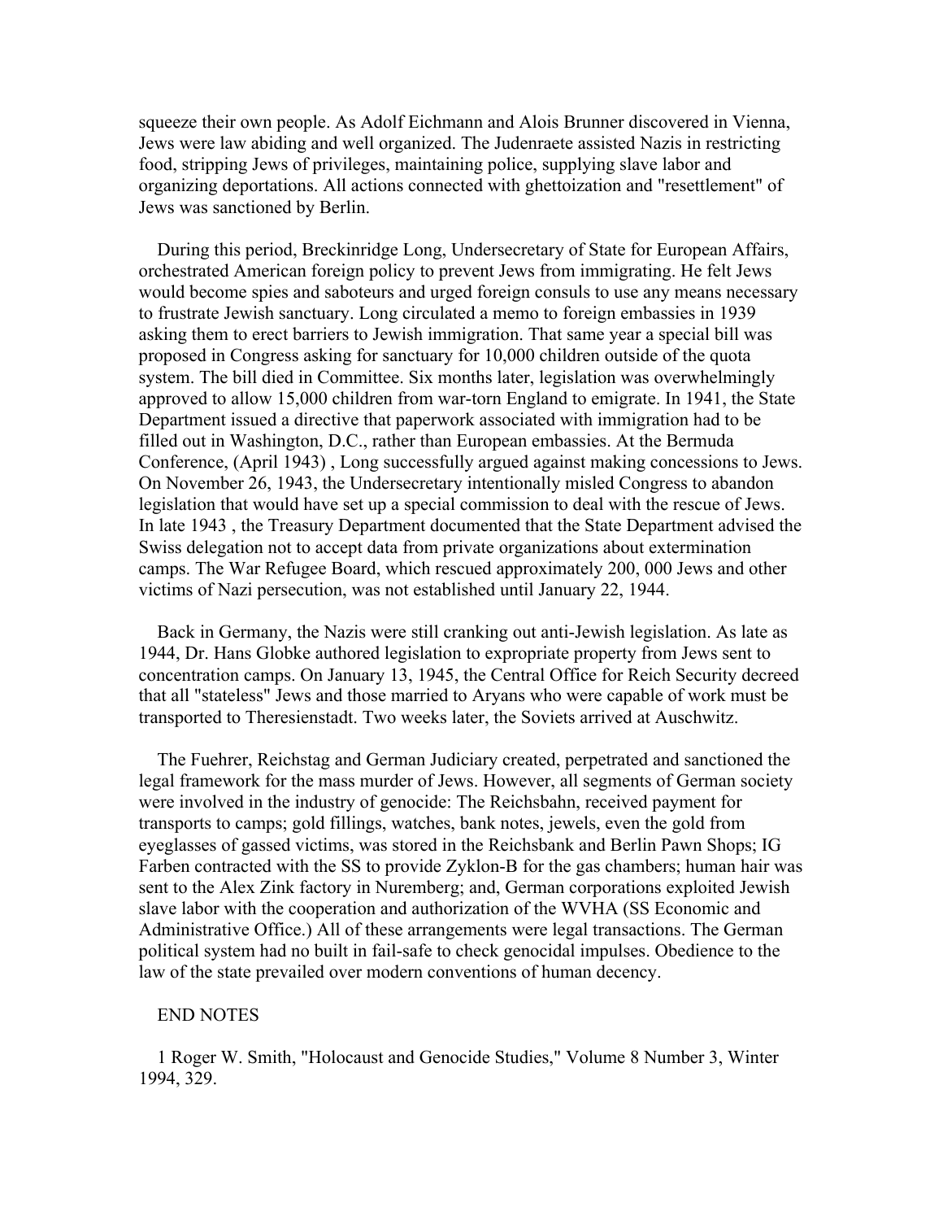squeeze their own people. As Adolf Eichmann and Alois Brunner discovered in Vienna, Jews were law abiding and well organized. The Judenraete assisted Nazis in restricting food, stripping Jews of privileges, maintaining police, supplying slave labor and organizing deportations. All actions connected with ghettoization and "resettlement" of Jews was sanctioned by Berlin.

During this period, Breckinridge Long, Undersecretary of State for European Affairs, orchestrated American foreign policy to prevent Jews from immigrating. He felt Jews would become spies and saboteurs and urged foreign consuls to use any means necessary to frustrate Jewish sanctuary. Long circulated a memo to foreign embassies in 1939 asking them to erect barriers to Jewish immigration. That same year a special bill was proposed in Congress asking for sanctuary for 10,000 children outside of the quota system. The bill died in Committee. Six months later, legislation was overwhelmingly approved to allow 15,000 children from war-torn England to emigrate. In 1941, the State Department issued a directive that paperwork associated with immigration had to be filled out in Washington, D.C., rather than European embassies. At the Bermuda Conference, (April 1943) , Long successfully argued against making concessions to Jews. On November 26, 1943, the Undersecretary intentionally misled Congress to abandon legislation that would have set up a special commission to deal with the rescue of Jews. In late 1943 , the Treasury Department documented that the State Department advised the Swiss delegation not to accept data from private organizations about extermination camps. The War Refugee Board, which rescued approximately 200, 000 Jews and other victims of Nazi persecution, was not established until January 22, 1944.

Back in Germany, the Nazis were still cranking out anti-Jewish legislation. As late as 1944, Dr. Hans Globke authored legislation to expropriate property from Jews sent to concentration camps. On January 13, 1945, the Central Office for Reich Security decreed that all "stateless" Jews and those married to Aryans who were capable of work must be transported to Theresienstadt. Two weeks later, the Soviets arrived at Auschwitz.

The Fuehrer, Reichstag and German Judiciary created, perpetrated and sanctioned the legal framework for the mass murder of Jews. However, all segments of German society were involved in the industry of genocide: The Reichsbahn, received payment for transports to camps; gold fillings, watches, bank notes, jewels, even the gold from eyeglasses of gassed victims, was stored in the Reichsbank and Berlin Pawn Shops; IG Farben contracted with the SS to provide Zyklon-B for the gas chambers; human hair was sent to the Alex Zink factory in Nuremberg; and, German corporations exploited Jewish slave labor with the cooperation and authorization of the WVHA (SS Economic and Administrative Office.) All of these arrangements were legal transactions. The German political system had no built in fail-safe to check genocidal impulses. Obedience to the law of the state prevailed over modern conventions of human decency.

END NOTES

1 Roger W. Smith, "Holocaust and Genocide Studies," Volume 8 Number 3, Winter 1994, 329.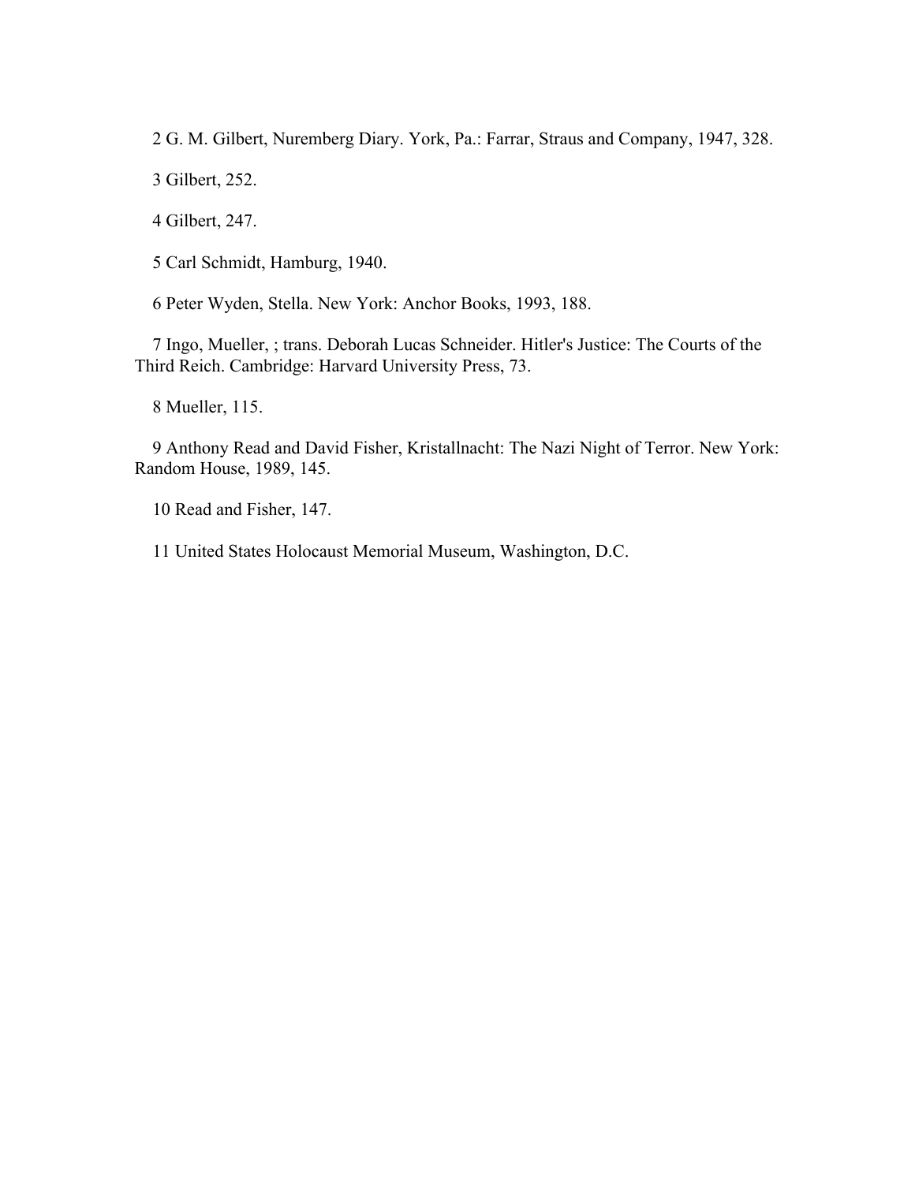2 G. M. Gilbert, Nuremberg Diary. York, Pa.: Farrar, Straus and Company, 1947, 328.

3 Gilbert, 252.

4 Gilbert, 247.

5 Carl Schmidt, Hamburg, 1940.

6 Peter Wyden, Stella. New York: Anchor Books, 1993, 188.

7 Ingo, Mueller, ; trans. Deborah Lucas Schneider. Hitler's Justice: The Courts of the Third Reich. Cambridge: Harvard University Press, 73.

8 Mueller, 115.

9 Anthony Read and David Fisher, Kristallnacht: The Nazi Night of Terror. New York: Random House, 1989, 145.

10 Read and Fisher, 147.

11 United States Holocaust Memorial Museum, Washington, D.C.